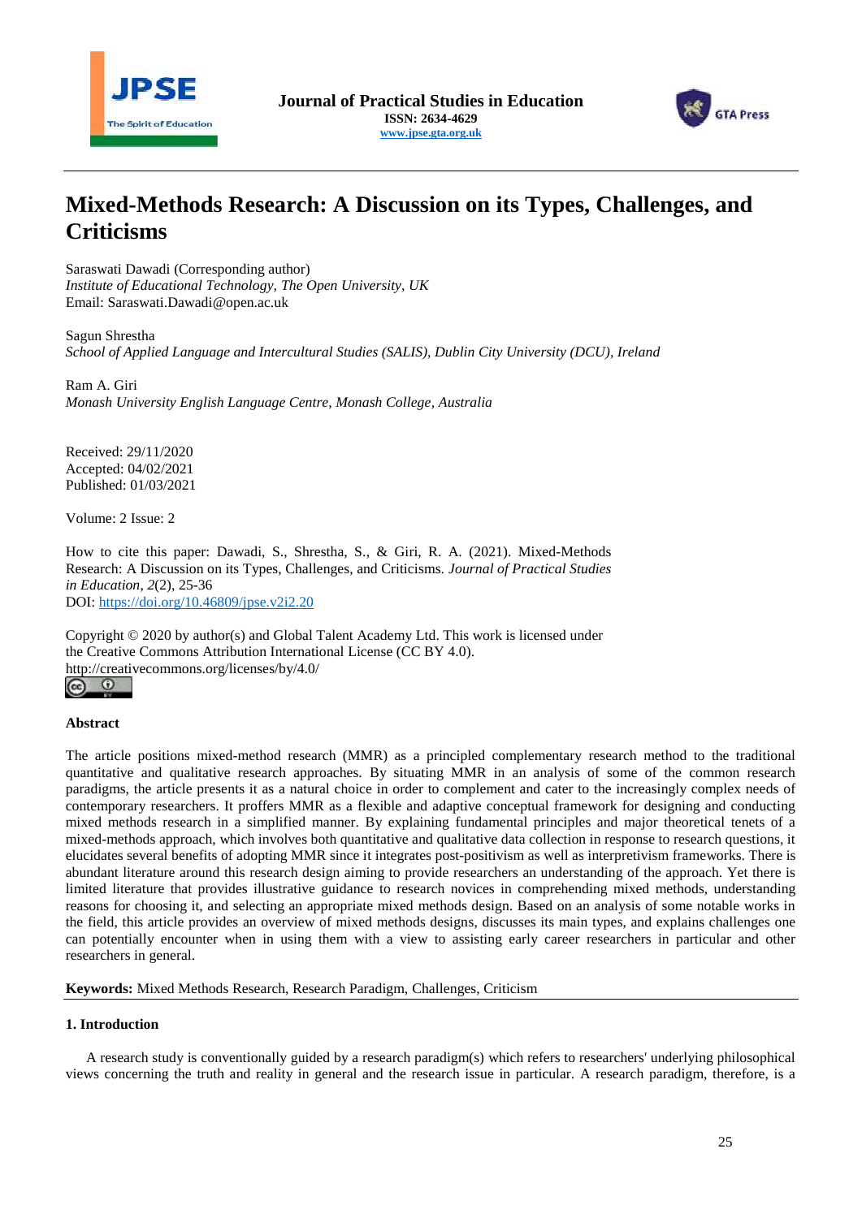Journal of Practical Studies in Education
ISSN: 2634-4629
www.jpse.gta.org.uk

# Mixed-Methods Research: A Discussion on its Types, Challenges, and Criticisms

Saraswati Dawadi (Corresponding author)
*Institute of Educational Technology, The Open University, UK*
Email: Saraswati.Dawadi@open.ac.uk

Sagun Shrestha
*School of Applied Language and Intercultural Studies (SALIS), Dublin City University (DCU), Ireland*

Ram A. Giri
*Monash University English Language Centre, Monash College, Australia*

Received: 29/11/2020
Accepted: 04/02/2021
Published: 01/03/2021

Volume: 2 Issue: 2

How to cite this paper: Dawadi, S., Shrestha, S., & Giri, R. A. (2021). Mixed-Methods Research: A Discussion on its Types, Challenges, and Criticisms. *Journal of Practical Studies in Education*, *2*(2), 25-36
DOI: https://doi.org/10.46809/jpse.v2i2.20

Copyright © 2020 by author(s) and Global Talent Academy Ltd. This work is licensed under the Creative Commons Attribution International License (CC BY 4.0).
http://creativecommons.org/licenses/by/4.0/

## Abstract

The article positions mixed-method research (MMR) as a principled complementary research method to the traditional quantitative and qualitative research approaches. By situating MMR in an analysis of some of the common research paradigms, the article presents it as a natural choice in order to complement and cater to the increasingly complex needs of contemporary researchers. It proffers MMR as a flexible and adaptive conceptual framework for designing and conducting mixed methods research in a simplified manner. By explaining fundamental principles and major theoretical tenets of a mixed-methods approach, which involves both quantitative and qualitative data collection in response to research questions, it elucidates several benefits of adopting MMR since it integrates post-positivism as well as interpretivism frameworks. There is abundant literature around this research design aiming to provide researchers an understanding of the approach. Yet there is limited literature that provides illustrative guidance to research novices in comprehending mixed methods, understanding reasons for choosing it, and selecting an appropriate mixed methods design. Based on an analysis of some notable works in the field, this article provides an overview of mixed methods designs, discusses its main types, and explains challenges one can potentially encounter when in using them with a view to assisting early career researchers in particular and other researchers in general.

**Keywords:** Mixed Methods Research, Research Paradigm, Challenges, Criticism

## 1. Introduction

A research study is conventionally guided by a research paradigm(s) which refers to researchers' underlying philosophical views concerning the truth and reality in general and the research issue in particular. A research paradigm, therefore, is a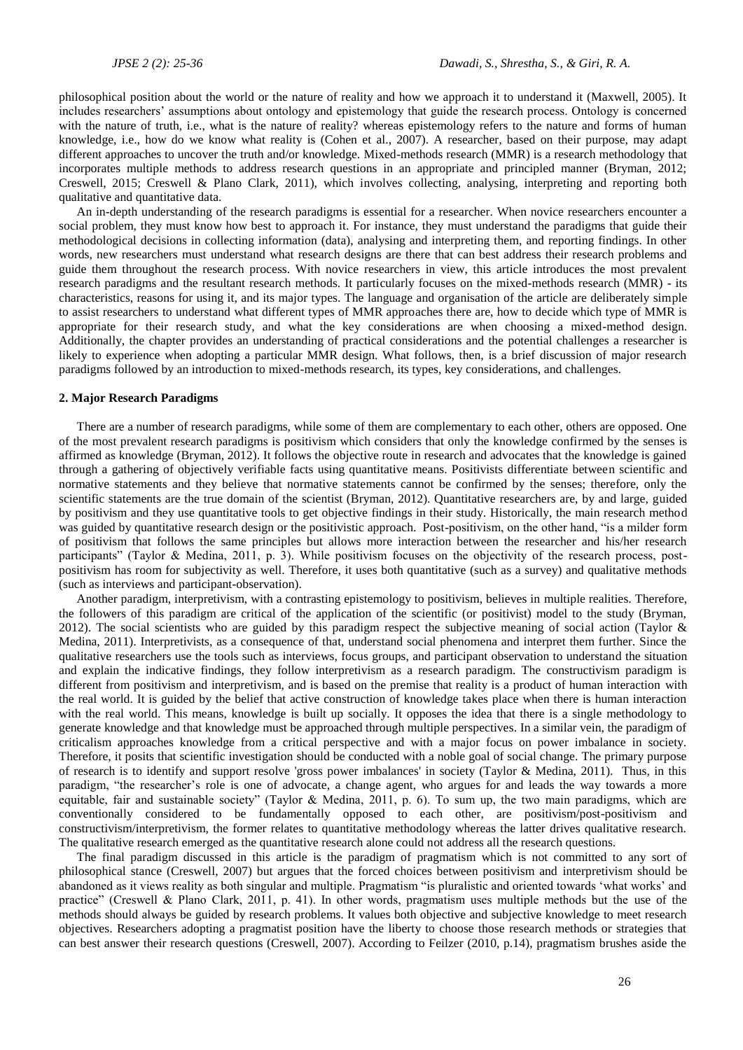philosophical position about the world or the nature of reality and how we approach it to understand it (Maxwell, 2005). It includes researchers' assumptions about ontology and epistemology that guide the research process. Ontology is concerned with the nature of truth, i.e., what is the nature of reality? whereas epistemology refers to the nature and forms of human knowledge, i.e., how do we know what reality is (Cohen et al., 2007). A researcher, based on their purpose, may adapt different approaches to uncover the truth and/or knowledge. Mixed-methods research (MMR) is a research methodology that incorporates multiple methods to address research questions in an appropriate and principled manner (Bryman, 2012; Creswell, 2015; Creswell & Plano Clark, 2011), which involves collecting, analysing, interpreting and reporting both qualitative and quantitative data.

An in-depth understanding of the research paradigms is essential for a researcher. When novice researchers encounter a social problem, they must know how best to approach it. For instance, they must understand the paradigms that guide their methodological decisions in collecting information (data), analysing and interpreting them, and reporting findings. In other words, new researchers must understand what research designs are there that can best address their research problems and guide them throughout the research process. With novice researchers in view, this article introduces the most prevalent research paradigms and the resultant research methods. It particularly focuses on the mixed-methods research (MMR) - its characteristics, reasons for using it, and its major types. The language and organisation of the article are deliberately simple to assist researchers to understand what different types of MMR approaches there are, how to decide which type of MMR is appropriate for their research study, and what the key considerations are when choosing a mixed-method design. Additionally, the chapter provides an understanding of practical considerations and the potential challenges a researcher is likely to experience when adopting a particular MMR design. What follows, then, is a brief discussion of major research paradigms followed by an introduction to mixed-methods research, its types, key considerations, and challenges.

## 2. Major Research Paradigms

There are a number of research paradigms, while some of them are complementary to each other, others are opposed. One of the most prevalent research paradigms is positivism which considers that only the knowledge confirmed by the senses is affirmed as knowledge (Bryman, 2012). It follows the objective route in research and advocates that the knowledge is gained through a gathering of objectively verifiable facts using quantitative means. Positivists differentiate between scientific and normative statements and they believe that normative statements cannot be confirmed by the senses; therefore, only the scientific statements are the true domain of the scientist (Bryman, 2012). Quantitative researchers are, by and large, guided by positivism and they use quantitative tools to get objective findings in their study. Historically, the main research method was guided by quantitative research design or the positivistic approach. Post-positivism, on the other hand, "is a milder form of positivism that follows the same principles but allows more interaction between the researcher and his/her research participants" (Taylor & Medina, 2011, p. 3). While positivism focuses on the objectivity of the research process, post-positivism has room for subjectivity as well. Therefore, it uses both quantitative (such as a survey) and qualitative methods (such as interviews and participant-observation).

Another paradigm, interpretivism, with a contrasting epistemology to positivism, believes in multiple realities. Therefore, the followers of this paradigm are critical of the application of the scientific (or positivist) model to the study (Bryman, 2012). The social scientists who are guided by this paradigm respect the subjective meaning of social action (Taylor & Medina, 2011). Interpretivists, as a consequence of that, understand social phenomena and interpret them further. Since the qualitative researchers use the tools such as interviews, focus groups, and participant observation to understand the situation and explain the indicative findings, they follow interpretivism as a research paradigm. The constructivism paradigm is different from positivism and interpretivism, and is based on the premise that reality is a product of human interaction with the real world. It is guided by the belief that active construction of knowledge takes place when there is human interaction with the real world. This means, knowledge is built up socially. It opposes the idea that there is a single methodology to generate knowledge and that knowledge must be approached through multiple perspectives. In a similar vein, the paradigm of criticalism approaches knowledge from a critical perspective and with a major focus on power imbalance in society. Therefore, it posits that scientific investigation should be conducted with a noble goal of social change. The primary purpose of research is to identify and support resolve 'gross power imbalances' in society (Taylor & Medina, 2011). Thus, in this paradigm, "the researcher's role is one of advocate, a change agent, who argues for and leads the way towards a more equitable, fair and sustainable society" (Taylor & Medina, 2011, p. 6). To sum up, the two main paradigms, which are conventionally considered to be fundamentally opposed to each other, are positivism/post-positivism and constructivism/interpretivism, the former relates to quantitative methodology whereas the latter drives qualitative research. The qualitative research emerged as the quantitative research alone could not address all the research questions.

The final paradigm discussed in this article is the paradigm of pragmatism which is not committed to any sort of philosophical stance (Creswell, 2007) but argues that the forced choices between positivism and interpretivism should be abandoned as it views reality as both singular and multiple. Pragmatism "is pluralistic and oriented towards 'what works' and practice" (Creswell & Plano Clark, 2011, p. 41). In other words, pragmatism uses multiple methods but the use of the methods should always be guided by research problems. It values both objective and subjective knowledge to meet research objectives. Researchers adopting a pragmatist position have the liberty to choose those research methods or strategies that can best answer their research questions (Creswell, 2007). According to Feilzer (2010, p.14), pragmatism brushes aside the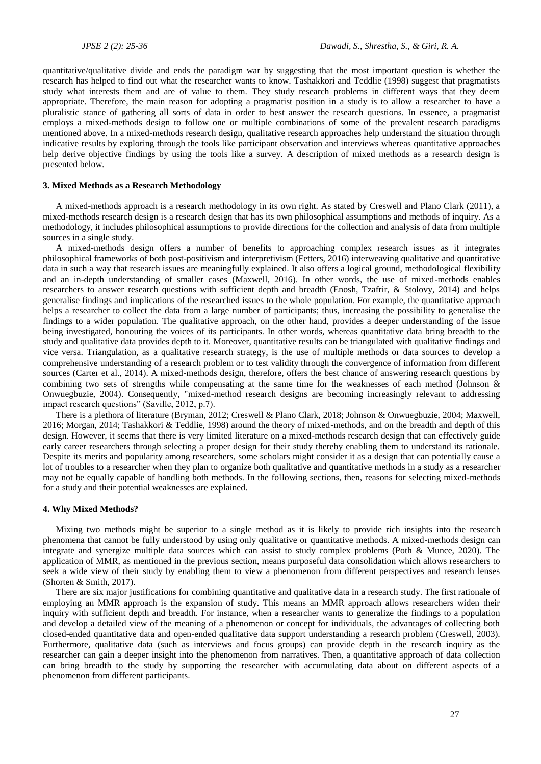quantitative/qualitative divide and ends the paradigm war by suggesting that the most important question is whether the research has helped to find out what the researcher wants to know. Tashakkori and Teddlie (1998) suggest that pragmatists study what interests them and are of value to them. They study research problems in different ways that they deem appropriate. Therefore, the main reason for adopting a pragmatist position in a study is to allow a researcher to have a pluralistic stance of gathering all sorts of data in order to best answer the research questions. In essence, a pragmatist employs a mixed-methods design to follow one or multiple combinations of some of the prevalent research paradigms mentioned above. In a mixed-methods research design, qualitative research approaches help understand the situation through indicative results by exploring through the tools like participant observation and interviews whereas quantitative approaches help derive objective findings by using the tools like a survey. A description of mixed methods as a research design is presented below.

## 3. Mixed Methods as a Research Methodology

A mixed-methods approach is a research methodology in its own right. As stated by Creswell and Plano Clark (2011), a mixed-methods research design is a research design that has its own philosophical assumptions and methods of inquiry. As a methodology, it includes philosophical assumptions to provide directions for the collection and analysis of data from multiple sources in a single study.

A mixed-methods design offers a number of benefits to approaching complex research issues as it integrates philosophical frameworks of both post-positivism and interpretivism (Fetters, 2016) interweaving qualitative and quantitative data in such a way that research issues are meaningfully explained. It also offers a logical ground, methodological flexibility and an in-depth understanding of smaller cases (Maxwell, 2016). In other words, the use of mixed-methods enables researchers to answer research questions with sufficient depth and breadth (Enosh, Tzafrir, & Stolovy, 2014) and helps generalise findings and implications of the researched issues to the whole population. For example, the quantitative approach helps a researcher to collect the data from a large number of participants; thus, increasing the possibility to generalise the findings to a wider population. The qualitative approach, on the other hand, provides a deeper understanding of the issue being investigated, honouring the voices of its participants. In other words, whereas quantitative data bring breadth to the study and qualitative data provides depth to it. Moreover, quantitative results can be triangulated with qualitative findings and vice versa. Triangulation, as a qualitative research strategy, is the use of multiple methods or data sources to develop a comprehensive understanding of a research problem or to test validity through the convergence of information from different sources (Carter et al., 2014). A mixed-methods design, therefore, offers the best chance of answering research questions by combining two sets of strengths while compensating at the same time for the weaknesses of each method (Johnson & Onwuegbuzie, 2004). Consequently, "mixed-method research designs are becoming increasingly relevant to addressing impact research questions" (Saville, 2012, p.7).

There is a plethora of literature (Bryman, 2012; Creswell & Plano Clark, 2018; Johnson & Onwuegbuzie, 2004; Maxwell, 2016; Morgan, 2014; Tashakkori & Teddlie, 1998) around the theory of mixed-methods, and on the breadth and depth of this design. However, it seems that there is very limited literature on a mixed-methods research design that can effectively guide early career researchers through selecting a proper design for their study thereby enabling them to understand its rationale. Despite its merits and popularity among researchers, some scholars might consider it as a design that can potentially cause a lot of troubles to a researcher when they plan to organize both qualitative and quantitative methods in a study as a researcher may not be equally capable of handling both methods. In the following sections, then, reasons for selecting mixed-methods for a study and their potential weaknesses are explained.

## 4. Why Mixed Methods?

Mixing two methods might be superior to a single method as it is likely to provide rich insights into the research phenomena that cannot be fully understood by using only qualitative or quantitative methods. A mixed-methods design can integrate and synergize multiple data sources which can assist to study complex problems (Poth & Munce, 2020). The application of MMR, as mentioned in the previous section, means purposeful data consolidation which allows researchers to seek a wide view of their study by enabling them to view a phenomenon from different perspectives and research lenses (Shorten & Smith, 2017).

There are six major justifications for combining quantitative and qualitative data in a research study. The first rationale of employing an MMR approach is the expansion of study. This means an MMR approach allows researchers widen their inquiry with sufficient depth and breadth. For instance, when a researcher wants to generalize the findings to a population and develop a detailed view of the meaning of a phenomenon or concept for individuals, the advantages of collecting both closed-ended quantitative data and open-ended qualitative data support understanding a research problem (Creswell, 2003). Furthermore, qualitative data (such as interviews and focus groups) can provide depth in the research inquiry as the researcher can gain a deeper insight into the phenomenon from narratives. Then, a quantitative approach of data collection can bring breadth to the study by supporting the researcher with accumulating data about on different aspects of a phenomenon from different participants.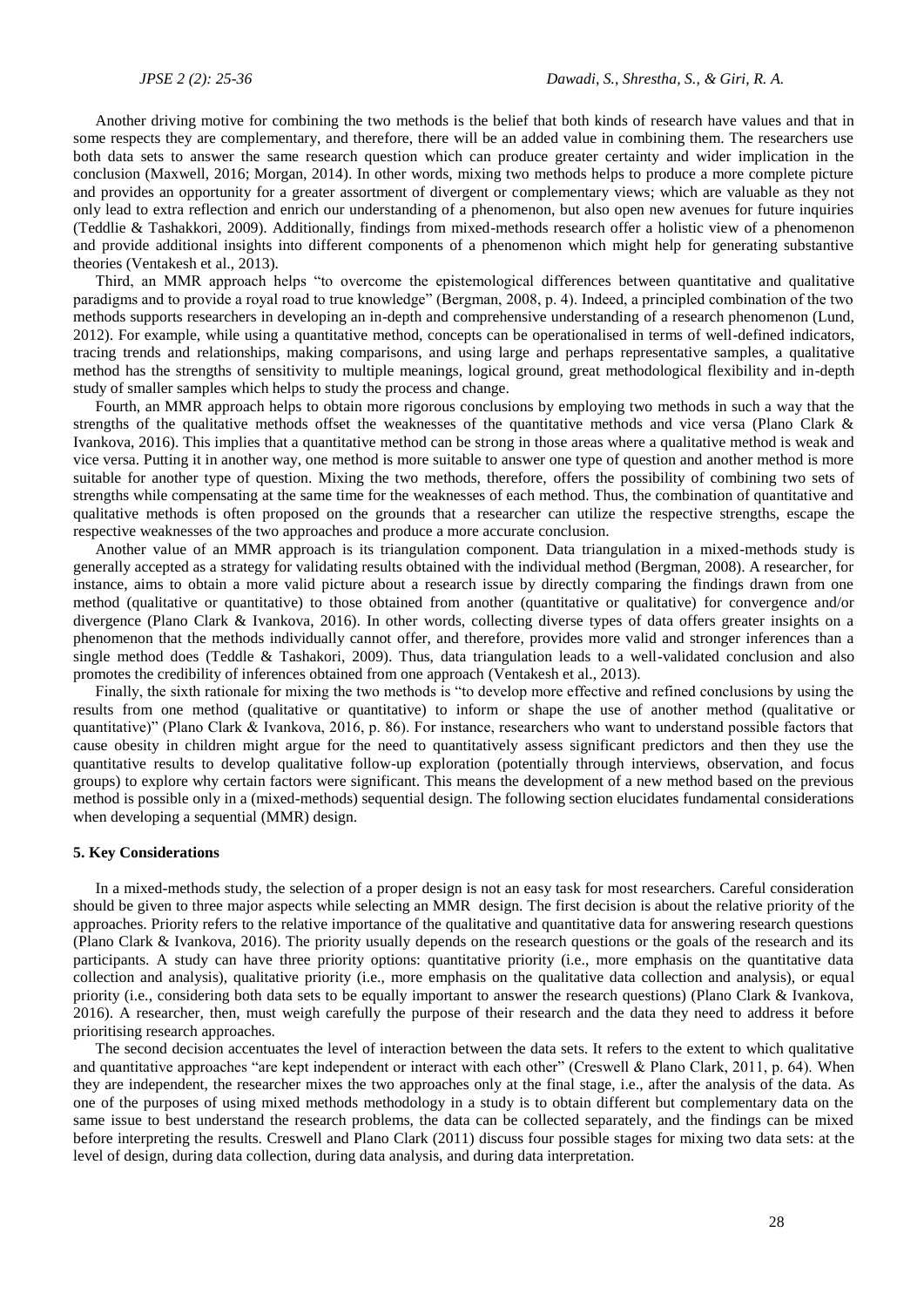Another driving motive for combining the two methods is the belief that both kinds of research have values and that in some respects they are complementary, and therefore, there will be an added value in combining them. The researchers use both data sets to answer the same research question which can produce greater certainty and wider implication in the conclusion (Maxwell, 2016; Morgan, 2014). In other words, mixing two methods helps to produce a more complete picture and provides an opportunity for a greater assortment of divergent or complementary views; which are valuable as they not only lead to extra reflection and enrich our understanding of a phenomenon, but also open new avenues for future inquiries (Teddlie & Tashakkori, 2009). Additionally, findings from mixed-methods research offer a holistic view of a phenomenon and provide additional insights into different components of a phenomenon which might help for generating substantive theories (Ventakesh et al., 2013).

Third, an MMR approach helps "to overcome the epistemological differences between quantitative and qualitative paradigms and to provide a royal road to true knowledge" (Bergman, 2008, p. 4). Indeed, a principled combination of the two methods supports researchers in developing an in-depth and comprehensive understanding of a research phenomenon (Lund, 2012). For example, while using a quantitative method, concepts can be operationalised in terms of well-defined indicators, tracing trends and relationships, making comparisons, and using large and perhaps representative samples, a qualitative method has the strengths of sensitivity to multiple meanings, logical ground, great methodological flexibility and in-depth study of smaller samples which helps to study the process and change.

Fourth, an MMR approach helps to obtain more rigorous conclusions by employing two methods in such a way that the strengths of the qualitative methods offset the weaknesses of the quantitative methods and vice versa (Plano Clark & Ivankova, 2016). This implies that a quantitative method can be strong in those areas where a qualitative method is weak and vice versa. Putting it in another way, one method is more suitable to answer one type of question and another method is more suitable for another type of question. Mixing the two methods, therefore, offers the possibility of combining two sets of strengths while compensating at the same time for the weaknesses of each method. Thus, the combination of quantitative and qualitative methods is often proposed on the grounds that a researcher can utilize the respective strengths, escape the respective weaknesses of the two approaches and produce a more accurate conclusion.

Another value of an MMR approach is its triangulation component. Data triangulation in a mixed-methods study is generally accepted as a strategy for validating results obtained with the individual method (Bergman, 2008). A researcher, for instance, aims to obtain a more valid picture about a research issue by directly comparing the findings drawn from one method (qualitative or quantitative) to those obtained from another (quantitative or qualitative) for convergence and/or divergence (Plano Clark & Ivankova, 2016). In other words, collecting diverse types of data offers greater insights on a phenomenon that the methods individually cannot offer, and therefore, provides more valid and stronger inferences than a single method does (Teddle & Tashakori, 2009). Thus, data triangulation leads to a well-validated conclusion and also promotes the credibility of inferences obtained from one approach (Ventakesh et al., 2013).

Finally, the sixth rationale for mixing the two methods is "to develop more effective and refined conclusions by using the results from one method (qualitative or quantitative) to inform or shape the use of another method (qualitative or quantitative)" (Plano Clark & Ivankova, 2016, p. 86). For instance, researchers who want to understand possible factors that cause obesity in children might argue for the need to quantitatively assess significant predictors and then they use the quantitative results to develop qualitative follow-up exploration (potentially through interviews, observation, and focus groups) to explore why certain factors were significant. This means the development of a new method based on the previous method is possible only in a (mixed-methods) sequential design. The following section elucidates fundamental considerations when developing a sequential (MMR) design.

## 5. Key Considerations

In a mixed-methods study, the selection of a proper design is not an easy task for most researchers. Careful consideration should be given to three major aspects while selecting an MMR design. The first decision is about the relative priority of the approaches. Priority refers to the relative importance of the qualitative and quantitative data for answering research questions (Plano Clark & Ivankova, 2016). The priority usually depends on the research questions or the goals of the research and its participants. A study can have three priority options: quantitative priority (i.e., more emphasis on the quantitative data collection and analysis), qualitative priority (i.e., more emphasis on the qualitative data collection and analysis), or equal priority (i.e., considering both data sets to be equally important to answer the research questions) (Plano Clark & Ivankova, 2016). A researcher, then, must weigh carefully the purpose of their research and the data they need to address it before prioritising research approaches.

The second decision accentuates the level of interaction between the data sets. It refers to the extent to which qualitative and quantitative approaches "are kept independent or interact with each other" (Creswell & Plano Clark, 2011, p. 64). When they are independent, the researcher mixes the two approaches only at the final stage, i.e., after the analysis of the data. As one of the purposes of using mixed methods methodology in a study is to obtain different but complementary data on the same issue to best understand the research problems, the data can be collected separately, and the findings can be mixed before interpreting the results. Creswell and Plano Clark (2011) discuss four possible stages for mixing two data sets: at the level of design, during data collection, during data analysis, and during data interpretation.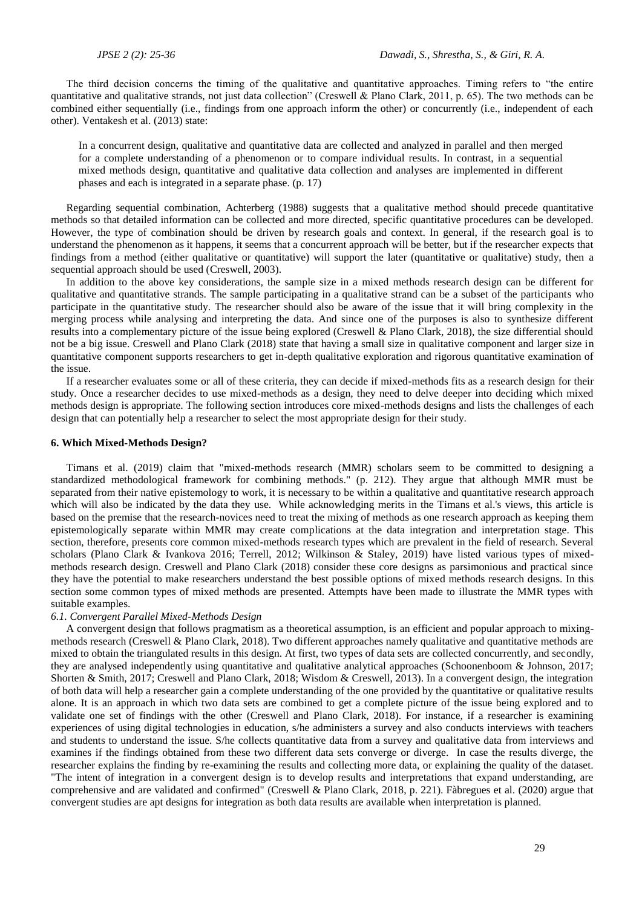The third decision concerns the timing of the qualitative and quantitative approaches. Timing refers to "the entire quantitative and qualitative strands, not just data collection" (Creswell & Plano Clark, 2011, p. 65). The two methods can be combined either sequentially (i.e., findings from one approach inform the other) or concurrently (i.e., independent of each other). Ventakesh et al. (2013) state:

> In a concurrent design, qualitative and quantitative data are collected and analyzed in parallel and then merged for a complete understanding of a phenomenon or to compare individual results. In contrast, in a sequential mixed methods design, quantitative and qualitative data collection and analyses are implemented in different phases and each is integrated in a separate phase. (p. 17)

Regarding sequential combination, Achterberg (1988) suggests that a qualitative method should precede quantitative methods so that detailed information can be collected and more directed, specific quantitative procedures can be developed. However, the type of combination should be driven by research goals and context. In general, if the research goal is to understand the phenomenon as it happens, it seems that a concurrent approach will be better, but if the researcher expects that findings from a method (either qualitative or quantitative) will support the later (quantitative or qualitative) study, then a sequential approach should be used (Creswell, 2003).

In addition to the above key considerations, the sample size in a mixed methods research design can be different for qualitative and quantitative strands. The sample participating in a qualitative strand can be a subset of the participants who participate in the quantitative study. The researcher should also be aware of the issue that it will bring complexity in the merging process while analysing and interpreting the data. And since one of the purposes is also to synthesize different results into a complementary picture of the issue being explored (Creswell & Plano Clark, 2018), the size differential should not be a big issue. Creswell and Plano Clark (2018) state that having a small size in qualitative component and larger size in quantitative component supports researchers to get in-depth qualitative exploration and rigorous quantitative examination of the issue.

If a researcher evaluates some or all of these criteria, they can decide if mixed-methods fits as a research design for their study. Once a researcher decides to use mixed-methods as a design, they need to delve deeper into deciding which mixed methods design is appropriate. The following section introduces core mixed-methods designs and lists the challenges of each design that can potentially help a researcher to select the most appropriate design for their study.

## 6. Which Mixed-Methods Design?

Timans et al. (2019) claim that "mixed-methods research (MMR) scholars seem to be committed to designing a standardized methodological framework for combining methods." (p. 212). They argue that although MMR must be separated from their native epistemology to work, it is necessary to be within a qualitative and quantitative research approach which will also be indicated by the data they use. While acknowledging merits in the Timans et al.'s views, this article is based on the premise that the research-novices need to treat the mixing of methods as one research approach as keeping them epistemologically separate within MMR may create complications at the data integration and interpretation stage. This section, therefore, presents core common mixed-methods research types which are prevalent in the field of research. Several scholars (Plano Clark & Ivankova 2016; Terrell, 2012; Wilkinson & Staley, 2019) have listed various types of mixed-methods research design. Creswell and Plano Clark (2018) consider these core designs as parsimonious and practical since they have the potential to make researchers understand the best possible options of mixed methods research designs. In this section some common types of mixed methods are presented. Attempts have been made to illustrate the MMR types with suitable examples.

### *6.1. Convergent Parallel Mixed-Methods Design*

A convergent design that follows pragmatism as a theoretical assumption, is an efficient and popular approach to mixing-methods research (Creswell & Plano Clark, 2018). Two different approaches namely qualitative and quantitative methods are mixed to obtain the triangulated results in this design. At first, two types of data sets are collected concurrently, and secondly, they are analysed independently using quantitative and qualitative analytical approaches (Schoonenboom & Johnson, 2017; Shorten & Smith, 2017; Creswell and Plano Clark, 2018; Wisdom & Creswell, 2013). In a convergent design, the integration of both data will help a researcher gain a complete understanding of the one provided by the quantitative or qualitative results alone. It is an approach in which two data sets are combined to get a complete picture of the issue being explored and to validate one set of findings with the other (Creswell and Plano Clark, 2018). For instance, if a researcher is examining experiences of using digital technologies in education, s/he administers a survey and also conducts interviews with teachers and students to understand the issue. S/he collects quantitative data from a survey and qualitative data from interviews and examines if the findings obtained from these two different data sets converge or diverge. In case the results diverge, the researcher explains the finding by re-examining the results and collecting more data, or explaining the quality of the dataset. "The intent of integration in a convergent design is to develop results and interpretations that expand understanding, are comprehensive and are validated and confirmed" (Creswell & Plano Clark, 2018, p. 221). Fàbregues et al. (2020) argue that convergent studies are apt designs for integration as both data results are available when interpretation is planned.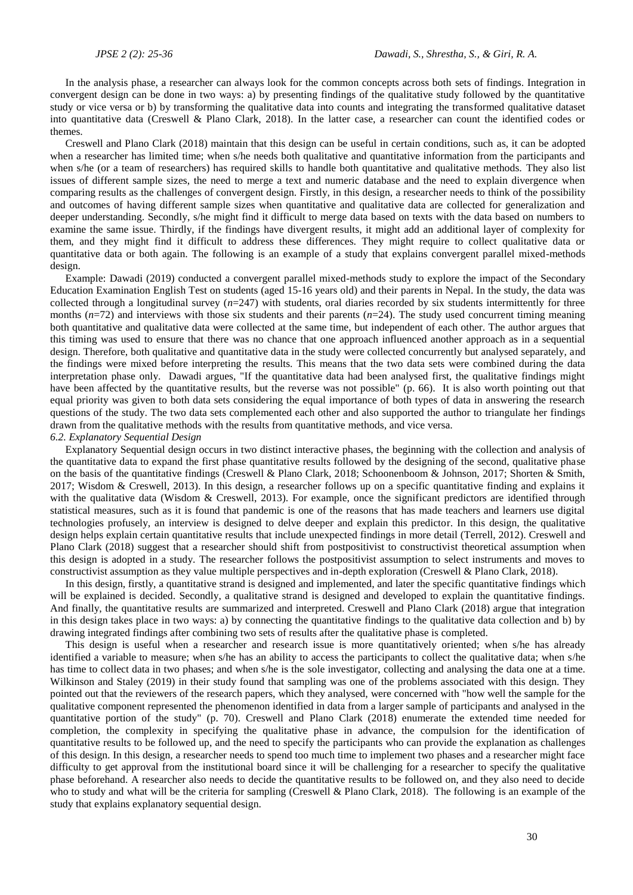In the analysis phase, a researcher can always look for the common concepts across both sets of findings. Integration in convergent design can be done in two ways: a) by presenting findings of the qualitative study followed by the quantitative study or vice versa or b) by transforming the qualitative data into counts and integrating the transformed qualitative dataset into quantitative data (Creswell & Plano Clark, 2018). In the latter case, a researcher can count the identified codes or themes.

Creswell and Plano Clark (2018) maintain that this design can be useful in certain conditions, such as, it can be adopted when a researcher has limited time; when s/he needs both qualitative and quantitative information from the participants and when s/he (or a team of researchers) has required skills to handle both quantitative and qualitative methods. They also list issues of different sample sizes, the need to merge a text and numeric database and the need to explain divergence when comparing results as the challenges of convergent design. Firstly, in this design, a researcher needs to think of the possibility and outcomes of having different sample sizes when quantitative and qualitative data are collected for generalization and deeper understanding. Secondly, s/he might find it difficult to merge data based on texts with the data based on numbers to examine the same issue. Thirdly, if the findings have divergent results, it might add an additional layer of complexity for them, and they might find it difficult to address these differences. They might require to collect qualitative data or quantitative data or both again. The following is an example of a study that explains convergent parallel mixed-methods design.

Example: Dawadi (2019) conducted a convergent parallel mixed-methods study to explore the impact of the Secondary Education Examination English Test on students (aged 15-16 years old) and their parents in Nepal. In the study, the data was collected through a longitudinal survey ($n$=247) with students, oral diaries recorded by six students intermittently for three months ($n$=72) and interviews with those six students and their parents ($n$=24). The study used concurrent timing meaning both quantitative and qualitative data were collected at the same time, but independent of each other. The author argues that this timing was used to ensure that there was no chance that one approach influenced another approach as in a sequential design. Therefore, both qualitative and quantitative data in the study were collected concurrently but analysed separately, and the findings were mixed before interpreting the results. This means that the two data sets were combined during the data interpretation phase only. Dawadi argues, "If the quantitative data had been analysed first, the qualitative findings might have been affected by the quantitative results, but the reverse was not possible" (p. 66). It is also worth pointing out that equal priority was given to both data sets considering the equal importance of both types of data in answering the research questions of the study. The two data sets complemented each other and also supported the author to triangulate her findings drawn from the qualitative methods with the results from quantitative methods, and vice versa.

### *6.2. Explanatory Sequential Design*

Explanatory Sequential design occurs in two distinct interactive phases, the beginning with the collection and analysis of the quantitative data to expand the first phase quantitative results followed by the designing of the second, qualitative phase on the basis of the quantitative findings (Creswell & Plano Clark, 2018; Schoonenboom & Johnson, 2017; Shorten & Smith, 2017; Wisdom & Creswell, 2013). In this design, a researcher follows up on a specific quantitative finding and explains it with the qualitative data (Wisdom & Creswell, 2013). For example, once the significant predictors are identified through statistical measures, such as it is found that pandemic is one of the reasons that has made teachers and learners use digital technologies profusely, an interview is designed to delve deeper and explain this predictor. In this design, the qualitative design helps explain certain quantitative results that include unexpected findings in more detail (Terrell, 2012). Creswell and Plano Clark (2018) suggest that a researcher should shift from postpositivist to constructivist theoretical assumption when this design is adopted in a study. The researcher follows the postpositivist assumption to select instruments and moves to constructivist assumption as they value multiple perspectives and in-depth exploration (Creswell & Plano Clark, 2018).

In this design, firstly, a quantitative strand is designed and implemented, and later the specific quantitative findings which will be explained is decided. Secondly, a qualitative strand is designed and developed to explain the quantitative findings. And finally, the quantitative results are summarized and interpreted. Creswell and Plano Clark (2018) argue that integration in this design takes place in two ways: a) by connecting the quantitative findings to the qualitative data collection and b) by drawing integrated findings after combining two sets of results after the qualitative phase is completed.

This design is useful when a researcher and research issue is more quantitatively oriented; when s/he has already identified a variable to measure; when s/he has an ability to access the participants to collect the qualitative data; when s/he has time to collect data in two phases; and when s/he is the sole investigator, collecting and analysing the data one at a time. Wilkinson and Staley (2019) in their study found that sampling was one of the problems associated with this design. They pointed out that the reviewers of the research papers, which they analysed, were concerned with "how well the sample for the qualitative component represented the phenomenon identified in data from a larger sample of participants and analysed in the quantitative portion of the study" (p. 70). Creswell and Plano Clark (2018) enumerate the extended time needed for completion, the complexity in specifying the qualitative phase in advance, the compulsion for the identification of quantitative results to be followed up, and the need to specify the participants who can provide the explanation as challenges of this design. In this design, a researcher needs to spend too much time to implement two phases and a researcher might face difficulty to get approval from the institutional board since it will be challenging for a researcher to specify the qualitative phase beforehand. A researcher also needs to decide the quantitative results to be followed on, and they also need to decide who to study and what will be the criteria for sampling (Creswell & Plano Clark, 2018). The following is an example of the study that explains explanatory sequential design.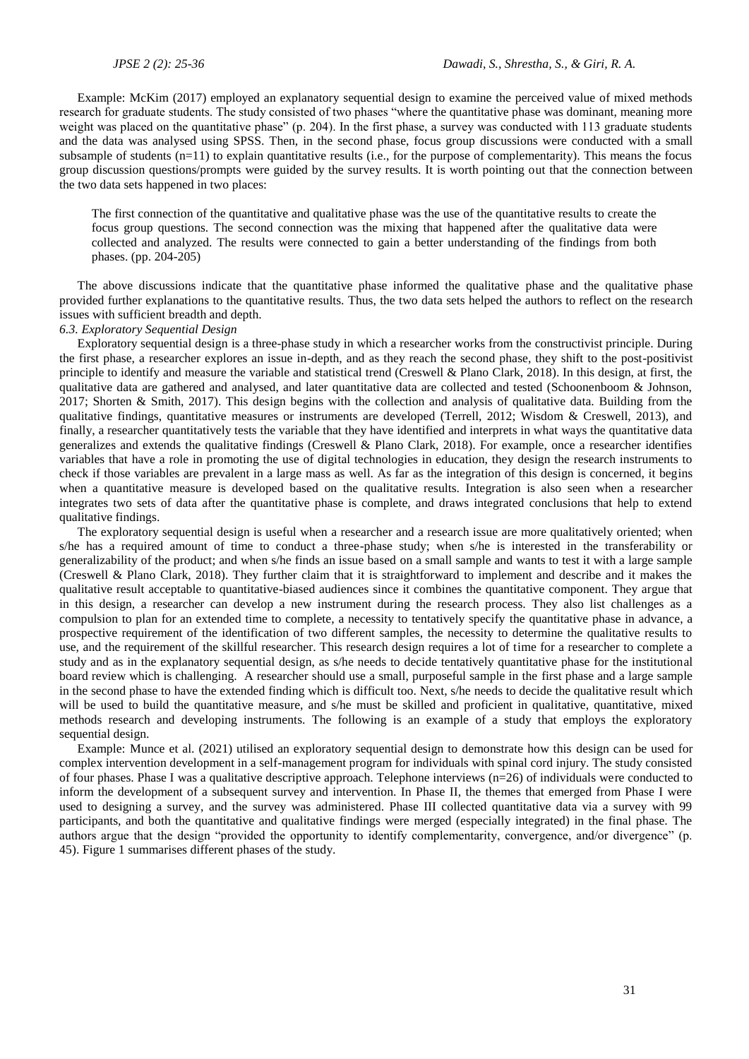Example: McKim (2017) employed an explanatory sequential design to examine the perceived value of mixed methods research for graduate students. The study consisted of two phases "where the quantitative phase was dominant, meaning more weight was placed on the quantitative phase" (p. 204). In the first phase, a survey was conducted with 113 graduate students and the data was analysed using SPSS. Then, in the second phase, focus group discussions were conducted with a small subsample of students (n=11) to explain quantitative results (i.e., for the purpose of complementarity). This means the focus group discussion questions/prompts were guided by the survey results. It is worth pointing out that the connection between the two data sets happened in two places:

> The first connection of the quantitative and qualitative phase was the use of the quantitative results to create the focus group questions. The second connection was the mixing that happened after the qualitative data were collected and analyzed. The results were connected to gain a better understanding of the findings from both phases. (pp. 204-205)

The above discussions indicate that the quantitative phase informed the qualitative phase and the qualitative phase provided further explanations to the quantitative results. Thus, the two data sets helped the authors to reflect on the research issues with sufficient breadth and depth.

### *6.3. Exploratory Sequential Design*

Exploratory sequential design is a three-phase study in which a researcher works from the constructivist principle. During the first phase, a researcher explores an issue in-depth, and as they reach the second phase, they shift to the post-positivist principle to identify and measure the variable and statistical trend (Creswell & Plano Clark, 2018). In this design, at first, the qualitative data are gathered and analysed, and later quantitative data are collected and tested (Schoonenboom & Johnson, 2017; Shorten & Smith, 2017). This design begins with the collection and analysis of qualitative data. Building from the qualitative findings, quantitative measures or instruments are developed (Terrell, 2012; Wisdom & Creswell, 2013), and finally, a researcher quantitatively tests the variable that they have identified and interprets in what ways the quantitative data generalizes and extends the qualitative findings (Creswell & Plano Clark, 2018). For example, once a researcher identifies variables that have a role in promoting the use of digital technologies in education, they design the research instruments to check if those variables are prevalent in a large mass as well. As far as the integration of this design is concerned, it begins when a quantitative measure is developed based on the qualitative results. Integration is also seen when a researcher integrates two sets of data after the quantitative phase is complete, and draws integrated conclusions that help to extend qualitative findings.

The exploratory sequential design is useful when a researcher and a research issue are more qualitatively oriented; when s/he has a required amount of time to conduct a three-phase study; when s/he is interested in the transferability or generalizability of the product; and when s/he finds an issue based on a small sample and wants to test it with a large sample (Creswell & Plano Clark, 2018). They further claim that it is straightforward to implement and describe and it makes the qualitative result acceptable to quantitative-biased audiences since it combines the quantitative component. They argue that in this design, a researcher can develop a new instrument during the research process. They also list challenges as a compulsion to plan for an extended time to complete, a necessity to tentatively specify the quantitative phase in advance, a prospective requirement of the identification of two different samples, the necessity to determine the qualitative results to use, and the requirement of the skillful researcher. This research design requires a lot of time for a researcher to complete a study and as in the explanatory sequential design, as s/he needs to decide tentatively quantitative phase for the institutional board review which is challenging. A researcher should use a small, purposeful sample in the first phase and a large sample in the second phase to have the extended finding which is difficult too. Next, s/he needs to decide the qualitative result which will be used to build the quantitative measure, and s/he must be skilled and proficient in qualitative, quantitative, mixed methods research and developing instruments. The following is an example of a study that employs the exploratory sequential design.

Example: Munce et al. (2021) utilised an exploratory sequential design to demonstrate how this design can be used for complex intervention development in a self-management program for individuals with spinal cord injury. The study consisted of four phases. Phase I was a qualitative descriptive approach. Telephone interviews (n=26) of individuals were conducted to inform the development of a subsequent survey and intervention. In Phase II, the themes that emerged from Phase I were used to designing a survey, and the survey was administered. Phase III collected quantitative data via a survey with 99 participants, and both the quantitative and qualitative findings were merged (especially integrated) in the final phase. The authors argue that the design "provided the opportunity to identify complementarity, convergence, and/or divergence" (p. 45). Figure 1 summarises different phases of the study.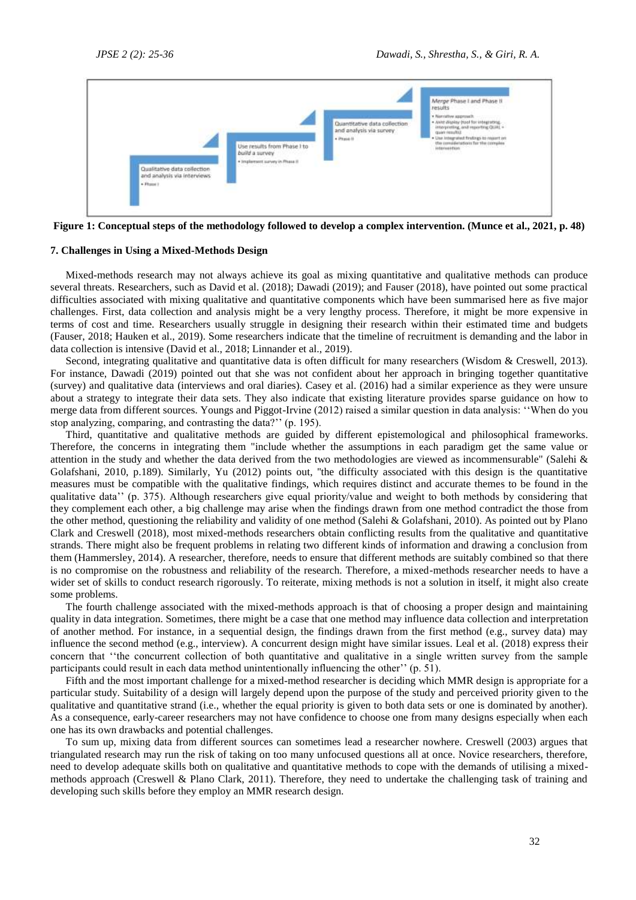**Figure 1: Conceptual steps of the methodology followed to develop a complex intervention. (Munce et al., 2021, p. 48)**

### 7. Challenges in Using a Mixed-Methods Design

Mixed-methods research may not always achieve its goal as mixing quantitative and qualitative methods can produce several threats. Researchers, such as David et al. (2018); Dawadi (2019); and Fauser (2018), have pointed out some practical difficulties associated with mixing qualitative and quantitative components which have been summarised here as five major challenges. First, data collection and analysis might be a very lengthy process. Therefore, it might be more expensive in terms of cost and time. Researchers usually struggle in designing their research within their estimated time and budgets (Fauser, 2018; Hauken et al., 2019). Some researchers indicate that the timeline of recruitment is demanding and the labor in data collection is intensive (David et al., 2018; Linnander et al., 2019).

Second, integrating qualitative and quantitative data is often difficult for many researchers (Wisdom & Creswell, 2013). For instance, Dawadi (2019) pointed out that she was not confident about her approach in bringing together quantitative (survey) and qualitative data (interviews and oral diaries). Casey et al. (2016) had a similar experience as they were unsure about a strategy to integrate their data sets. They also indicate that existing literature provides sparse guidance on how to merge data from different sources. Youngs and Piggot-Irvine (2012) raised a similar question in data analysis: ''When do you stop analyzing, comparing, and contrasting the data?'' (p. 195).

Third, quantitative and qualitative methods are guided by different epistemological and philosophical frameworks. Therefore, the concerns in integrating them "include whether the assumptions in each paradigm get the same value or attention in the study and whether the data derived from the two methodologies are viewed as incommensurable" (Salehi & Golafshani, 2010, p.189). Similarly, Yu (2012) points out, "the difficulty associated with this design is the quantitative measures must be compatible with the qualitative findings, which requires distinct and accurate themes to be found in the qualitative data'' (p. 375). Although researchers give equal priority/value and weight to both methods by considering that they complement each other, a big challenge may arise when the findings drawn from one method contradict the those from the other method, questioning the reliability and validity of one method (Salehi & Golafshani, 2010). As pointed out by Plano Clark and Creswell (2018), most mixed-methods researchers obtain conflicting results from the qualitative and quantitative strands. There might also be frequent problems in relating two different kinds of information and drawing a conclusion from them (Hammersley, 2014). A researcher, therefore, needs to ensure that different methods are suitably combined so that there is no compromise on the robustness and reliability of the research. Therefore, a mixed-methods researcher needs to have a wider set of skills to conduct research rigorously. To reiterate, mixing methods is not a solution in itself, it might also create some problems.

The fourth challenge associated with the mixed-methods approach is that of choosing a proper design and maintaining quality in data integration. Sometimes, there might be a case that one method may influence data collection and interpretation of another method. For instance, in a sequential design, the findings drawn from the first method (e.g., survey data) may influence the second method (e.g., interview). A concurrent design might have similar issues. Leal et al. (2018) express their concern that ''the concurrent collection of both quantitative and qualitative in a single written survey from the sample participants could result in each data method unintentionally influencing the other'' (p. 51).

Fifth and the most important challenge for a mixed-method researcher is deciding which MMR design is appropriate for a particular study. Suitability of a design will largely depend upon the purpose of the study and perceived priority given to the qualitative and quantitative strand (i.e., whether the equal priority is given to both data sets or one is dominated by another). As a consequence, early-career researchers may not have confidence to choose one from many designs especially when each one has its own drawbacks and potential challenges.

To sum up, mixing data from different sources can sometimes lead a researcher nowhere. Creswell (2003) argues that triangulated research may run the risk of taking on too many unfocused questions all at once. Novice researchers, therefore, need to develop adequate skills both on qualitative and quantitative methods to cope with the demands of utilising a mixed-methods approach (Creswell & Plano Clark, 2011). Therefore, they need to undertake the challenging task of training and developing such skills before they employ an MMR research design.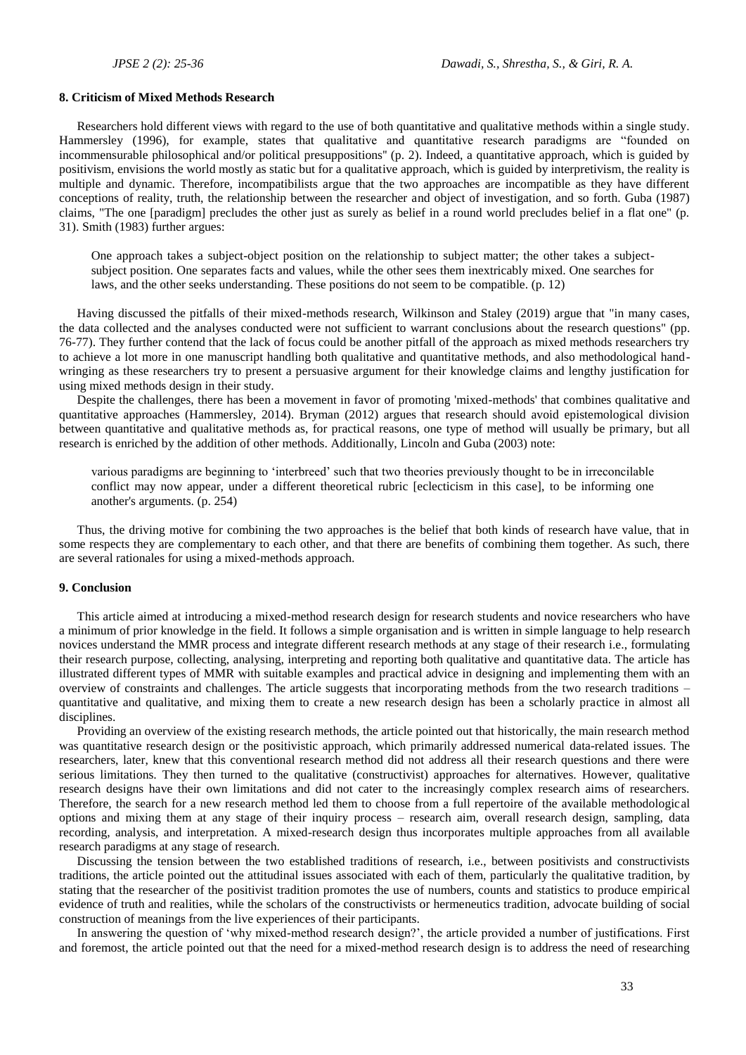## 8. Criticism of Mixed Methods Research

Researchers hold different views with regard to the use of both quantitative and qualitative methods within a single study. Hammersley (1996), for example, states that qualitative and quantitative research paradigms are "founded on incommensurable philosophical and/or political presuppositions" (p. 2). Indeed, a quantitative approach, which is guided by positivism, envisions the world mostly as static but for a qualitative approach, which is guided by interpretivism, the reality is multiple and dynamic. Therefore, incompatibilists argue that the two approaches are incompatible as they have different conceptions of reality, truth, the relationship between the researcher and object of investigation, and so forth. Guba (1987) claims, "The one [paradigm] precludes the other just as surely as belief in a round world precludes belief in a flat one" (p. 31). Smith (1983) further argues:

> One approach takes a subject-object position on the relationship to subject matter; the other takes a subject-subject position. One separates facts and values, while the other sees them inextricably mixed. One searches for laws, and the other seeks understanding. These positions do not seem to be compatible. (p. 12)

Having discussed the pitfalls of their mixed-methods research, Wilkinson and Staley (2019) argue that "in many cases, the data collected and the analyses conducted were not sufficient to warrant conclusions about the research questions" (pp. 76-77). They further contend that the lack of focus could be another pitfall of the approach as mixed methods researchers try to achieve a lot more in one manuscript handling both qualitative and quantitative methods, and also methodological hand-wringing as these researchers try to present a persuasive argument for their knowledge claims and lengthy justification for using mixed methods design in their study.

Despite the challenges, there has been a movement in favor of promoting 'mixed-methods' that combines qualitative and quantitative approaches (Hammersley, 2014). Bryman (2012) argues that research should avoid epistemological division between quantitative and qualitative methods as, for practical reasons, one type of method will usually be primary, but all research is enriched by the addition of other methods. Additionally, Lincoln and Guba (2003) note:

> various paradigms are beginning to 'interbreed' such that two theories previously thought to be in irreconcilable conflict may now appear, under a different theoretical rubric [eclecticism in this case], to be informing one another's arguments. (p. 254)

Thus, the driving motive for combining the two approaches is the belief that both kinds of research have value, that in some respects they are complementary to each other, and that there are benefits of combining them together. As such, there are several rationales for using a mixed-methods approach.

## 9. Conclusion

This article aimed at introducing a mixed-method research design for research students and novice researchers who have a minimum of prior knowledge in the field. It follows a simple organisation and is written in simple language to help research novices understand the MMR process and integrate different research methods at any stage of their research i.e., formulating their research purpose, collecting, analysing, interpreting and reporting both qualitative and quantitative data. The article has illustrated different types of MMR with suitable examples and practical advice in designing and implementing them with an overview of constraints and challenges. The article suggests that incorporating methods from the two research traditions – quantitative and qualitative, and mixing them to create a new research design has been a scholarly practice in almost all disciplines.

Providing an overview of the existing research methods, the article pointed out that historically, the main research method was quantitative research design or the positivistic approach, which primarily addressed numerical data-related issues. The researchers, later, knew that this conventional research method did not address all their research questions and there were serious limitations. They then turned to the qualitative (constructivist) approaches for alternatives. However, qualitative research designs have their own limitations and did not cater to the increasingly complex research aims of researchers. Therefore, the search for a new research method led them to choose from a full repertoire of the available methodological options and mixing them at any stage of their inquiry process – research aim, overall research design, sampling, data recording, analysis, and interpretation. A mixed-research design thus incorporates multiple approaches from all available research paradigms at any stage of research.

Discussing the tension between the two established traditions of research, i.e., between positivists and constructivists traditions, the article pointed out the attitudinal issues associated with each of them, particularly the qualitative tradition, by stating that the researcher of the positivist tradition promotes the use of numbers, counts and statistics to produce empirical evidence of truth and realities, while the scholars of the constructivists or hermeneutics tradition, advocate building of social construction of meanings from the live experiences of their participants.

In answering the question of 'why mixed-method research design?', the article provided a number of justifications. First and foremost, the article pointed out that the need for a mixed-method research design is to address the need of researching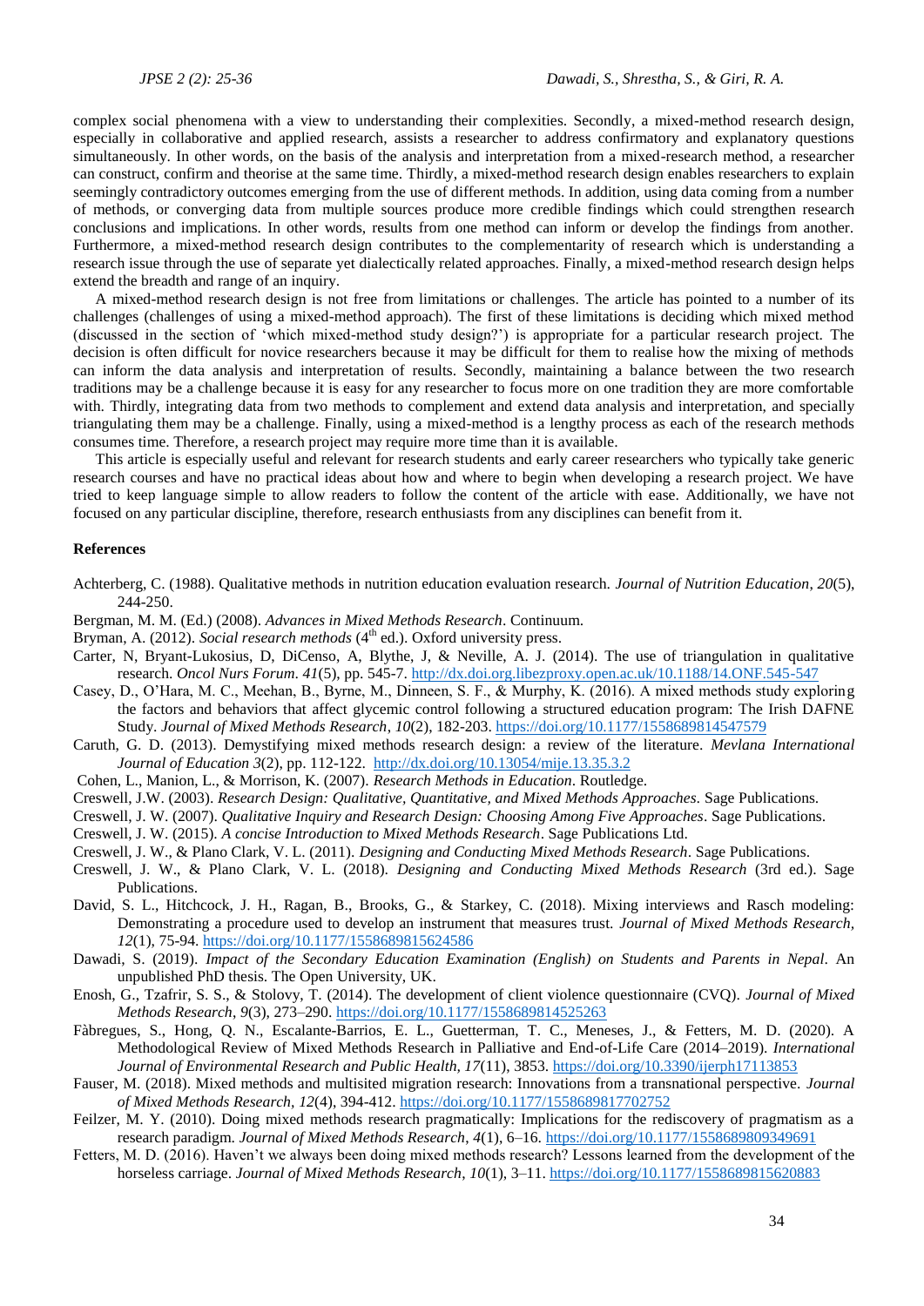complex social phenomena with a view to understanding their complexities. Secondly, a mixed-method research design, especially in collaborative and applied research, assists a researcher to address confirmatory and explanatory questions simultaneously. In other words, on the basis of the analysis and interpretation from a mixed-research method, a researcher can construct, confirm and theorise at the same time. Thirdly, a mixed-method research design enables researchers to explain seemingly contradictory outcomes emerging from the use of different methods. In addition, using data coming from a number of methods, or converging data from multiple sources produce more credible findings which could strengthen research conclusions and implications. In other words, results from one method can inform or develop the findings from another. Furthermore, a mixed-method research design contributes to the complementarity of research which is understanding a research issue through the use of separate yet dialectically related approaches. Finally, a mixed-method research design helps extend the breadth and range of an inquiry.

A mixed-method research design is not free from limitations or challenges. The article has pointed to a number of its challenges (challenges of using a mixed-method approach). The first of these limitations is deciding which mixed method (discussed in the section of 'which mixed-method study design?') is appropriate for a particular research project. The decision is often difficult for novice researchers because it may be difficult for them to realise how the mixing of methods can inform the data analysis and interpretation of results. Secondly, maintaining a balance between the two research traditions may be a challenge because it is easy for any researcher to focus more on one tradition they are more comfortable with. Thirdly, integrating data from two methods to complement and extend data analysis and interpretation, and specially triangulating them may be a challenge. Finally, using a mixed-method is a lengthy process as each of the research methods consumes time. Therefore, a research project may require more time than it is available.

This article is especially useful and relevant for research students and early career researchers who typically take generic research courses and have no practical ideas about how and where to begin when developing a research project. We have tried to keep language simple to allow readers to follow the content of the article with ease. Additionally, we have not focused on any particular discipline, therefore, research enthusiasts from any disciplines can benefit from it.

### References

Achterberg, C. (1988). Qualitative methods in nutrition education evaluation research. *Journal of Nutrition Education*, *20*(5), 244-250.

Bergman, M. M. (Ed.) (2008). *Advances in Mixed Methods Research*. Continuum.

Bryman, A. (2012). *Social research methods* (4th ed.). Oxford university press.

Carter, N, Bryant-Lukosius, D, DiCenso, A, Blythe, J, & Neville, A. J. (2014). The use of triangulation in qualitative research. *Oncol Nurs Forum*. *41*(5), pp. 545-7. http://dx.doi.org.libezproxy.open.ac.uk/10.1188/14.ONF.545-547

Casey, D., O'Hara, M. C., Meehan, B., Byrne, M., Dinneen, S. F., & Murphy, K. (2016). A mixed methods study exploring the factors and behaviors that affect glycemic control following a structured education program: The Irish DAFNE Study. *Journal of Mixed Methods Research*, *10*(2), 182-203. https://doi.org/10.1177/1558689814547579

Caruth, G. D. (2013). Demystifying mixed methods research design: a review of the literature. *Mevlana International Journal of Education 3*(2), pp. 112-122. http://dx.doi.org/10.13054/mije.13.35.3.2

Cohen, L., Manion, L., & Morrison, K. (2007). *Research Methods in Education*. Routledge.

Creswell, J.W. (2003). *Research Design: Qualitative, Quantitative, and Mixed Methods Approaches*. Sage Publications.

Creswell, J. W. (2007). *Qualitative Inquiry and Research Design: Choosing Among Five Approaches*. Sage Publications.

Creswell, J. W. (2015). *A concise Introduction to Mixed Methods Research*. Sage Publications Ltd.

Creswell, J. W., & Plano Clark, V. L. (2011). *Designing and Conducting Mixed Methods Research*. Sage Publications.

Creswell, J. W., & Plano Clark, V. L. (2018). *Designing and Conducting Mixed Methods Research* (3rd ed.). Sage Publications.

David, S. L., Hitchcock, J. H., Ragan, B., Brooks, G., & Starkey, C. (2018). Mixing interviews and Rasch modeling: Demonstrating a procedure used to develop an instrument that measures trust. *Journal of Mixed Methods Research*, *12*(1), 75-94. https://doi.org/10.1177/1558689815624586

Dawadi, S. (2019). *Impact of the Secondary Education Examination (English) on Students and Parents in Nepal*. An unpublished PhD thesis. The Open University, UK.

Enosh, G., Tzafrir, S. S., & Stolovy, T. (2014). The development of client violence questionnaire (CVQ). *Journal of Mixed Methods Research*, *9*(3), 273–290. https://doi.org/10.1177/1558689814525263

Fàbregues, S., Hong, Q. N., Escalante-Barrios, E. L., Guetterman, T. C., Meneses, J., & Fetters, M. D. (2020). A Methodological Review of Mixed Methods Research in Palliative and End-of-Life Care (2014–2019). *International Journal of Environmental Research and Public Health*, *17*(11), 3853. https://doi.org/10.3390/ijerph17113853

Fauser, M. (2018). Mixed methods and multisited migration research: Innovations from a transnational perspective. *Journal of Mixed Methods Research*, *12*(4), 394-412. https://doi.org/10.1177/1558689817702752

Feilzer, M. Y. (2010). Doing mixed methods research pragmatically: Implications for the rediscovery of pragmatism as a research paradigm. *Journal of Mixed Methods Research*, *4*(1), 6–16. https://doi.org/10.1177/1558689809349691

Fetters, M. D. (2016). Haven't we always been doing mixed methods research? Lessons learned from the development of the horseless carriage. *Journal of Mixed Methods Research*, *10*(1), 3–11. https://doi.org/10.1177/1558689815620883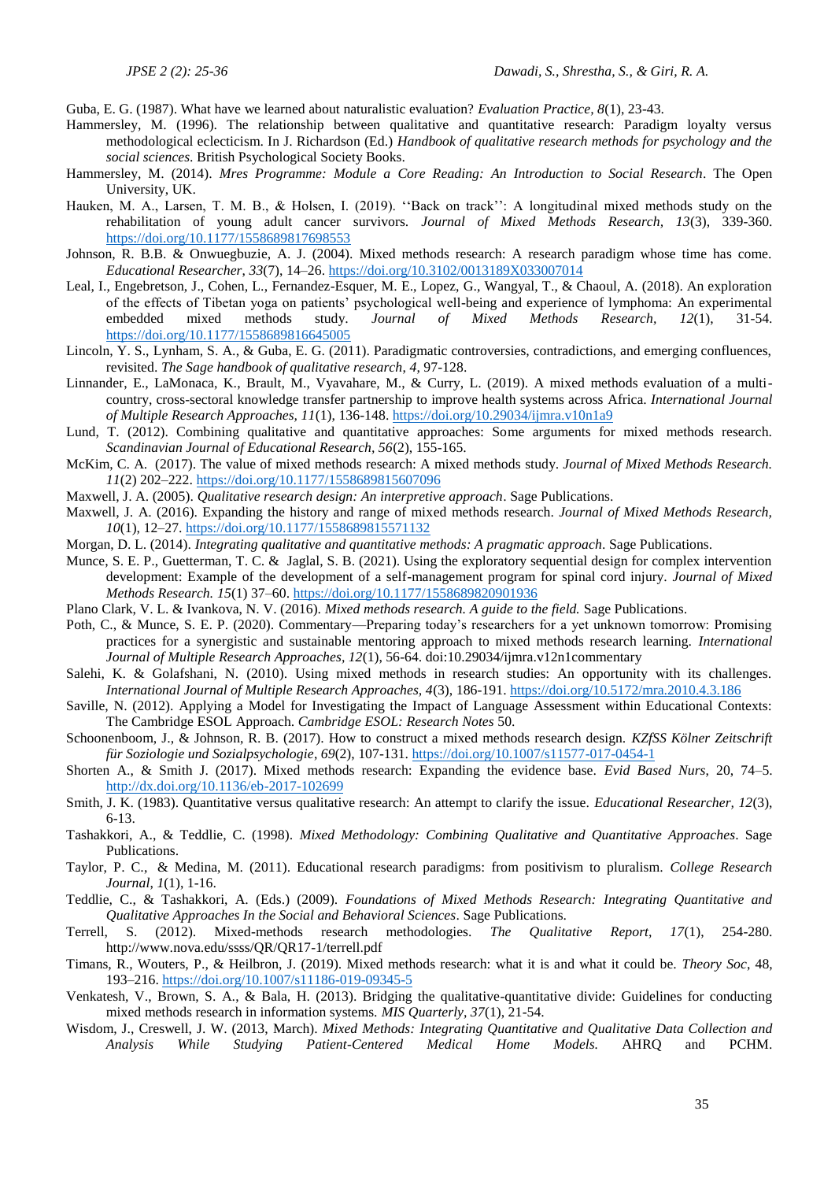Guba, E. G. (1987). What have we learned about naturalistic evaluation? *Evaluation Practice, 8*(1), 23-43.

Hammersley, M. (1996). The relationship between qualitative and quantitative research: Paradigm loyalty versus methodological eclecticism. In J. Richardson (Ed.) *Handbook of qualitative research methods for psychology and the social sciences*. British Psychological Society Books.

Hammersley, M. (2014). *Mres Programme: Module a Core Reading: An Introduction to Social Research*. The Open University, UK.

Hauken, M. A., Larsen, T. M. B., & Holsen, I. (2019). ''Back on track'': A longitudinal mixed methods study on the rehabilitation of young adult cancer survivors. *Journal of Mixed Methods Research, 13*(3), 339-360. https://doi.org/10.1177/1558689817698553

Johnson, R. B.B. & Onwuegbuzie, A. J. (2004). Mixed methods research: A research paradigm whose time has come. *Educational Researcher, 33*(7), 14–26. https://doi.org/10.3102/0013189X033007014

Leal, I., Engebretson, J., Cohen, L., Fernandez-Esquer, M. E., Lopez, G., Wangyal, T., & Chaoul, A. (2018). An exploration of the effects of Tibetan yoga on patients' psychological well-being and experience of lymphoma: An experimental embedded mixed methods study. *Journal of Mixed Methods Research, 12*(1), 31-54. https://doi.org/10.1177/1558689816645005

Lincoln, Y. S., Lynham, S. A., & Guba, E. G. (2011). Paradigmatic controversies, contradictions, and emerging confluences, revisited. *The Sage handbook of qualitative research*, *4*, 97-128.

Linnander, E., LaMonaca, K., Brault, M., Vyavahare, M., & Curry, L. (2019). A mixed methods evaluation of a multi-country, cross-sectoral knowledge transfer partnership to improve health systems across Africa. *International Journal of Multiple Research Approaches, 11*(1), 136-148. https://doi.org/10.29034/ijmra.v10n1a9

Lund, T. (2012). Combining qualitative and quantitative approaches: Some arguments for mixed methods research. *Scandinavian Journal of Educational Research, 56*(2), 155-165.

McKim, C. A. (2017). The value of mixed methods research: A mixed methods study. *Journal of Mixed Methods Research. 11*(2) 202–222. https://doi.org/10.1177/1558689815607096

Maxwell, J. A. (2005). *Qualitative research design: An interpretive approach*. Sage Publications.

Maxwell, J. A. (2016). Expanding the history and range of mixed methods research. *Journal of Mixed Methods Research, 10*(1), 12–27. https://doi.org/10.1177/1558689815571132

Morgan, D. L. (2014). *Integrating qualitative and quantitative methods: A pragmatic approach*. Sage Publications.

Munce, S. E. P., Guetterman, T. C. & Jaglal, S. B. (2021). Using the exploratory sequential design for complex intervention development: Example of the development of a self-management program for spinal cord injury. *Journal of Mixed Methods Research. 15*(1) 37–60. https://doi.org/10.1177/1558689820901936

Plano Clark, V. L. & Ivankova, N. V. (2016). *Mixed methods research. A guide to the field.* Sage Publications.

Poth, C., & Munce, S. E. P. (2020). Commentary—Preparing today's researchers for a yet unknown tomorrow: Promising practices for a synergistic and sustainable mentoring approach to mixed methods research learning. *International Journal of Multiple Research Approaches, 12*(1), 56-64. doi:10.29034/ijmra.v12n1commentary

Salehi, K. & Golafshani, N. (2010). Using mixed methods in research studies: An opportunity with its challenges. *International Journal of Multiple Research Approaches, 4*(3), 186-191. https://doi.org/10.5172/mra.2010.4.3.186

Saville, N. (2012). Applying a Model for Investigating the Impact of Language Assessment within Educational Contexts: The Cambridge ESOL Approach. *Cambridge ESOL: Research Notes* 50.

Schoonenboom, J., & Johnson, R. B. (2017). How to construct a mixed methods research design. *KZfSS Kölner Zeitschrift für Soziologie und Sozialpsychologie*, *69*(2), 107-131. https://doi.org/10.1007/s11577-017-0454-1

Shorten A., & Smith J. (2017). Mixed methods research: Expanding the evidence base. *Evid Based Nurs,* 20, 74–5. http://dx.doi.org/10.1136/eb-2017-102699

Smith, J. K. (1983). Quantitative versus qualitative research: An attempt to clarify the issue. *Educational Researcher, 12*(3), 6-13.

Tashakkori, A., & Teddlie, C. (1998). *Mixed Methodology: Combining Qualitative and Quantitative Approaches*. Sage Publications.

Taylor, P. C., & Medina, M. (2011). Educational research paradigms: from positivism to pluralism. *College Research Journal, 1*(1), 1-16.

Teddlie, C., & Tashakkori, A. (Eds.) (2009). *Foundations of Mixed Methods Research: Integrating Quantitative and Qualitative Approaches In the Social and Behavioral Sciences*. Sage Publications.

Terrell, S. (2012). Mixed-methods research methodologies. *The Qualitative Report*, *17*(1), 254-280. http://www.nova.edu/ssss/QR/QR17-1/terrell.pdf

Timans, R., Wouters, P., & Heilbron, J. (2019). Mixed methods research: what it is and what it could be. *Theory Soc*, 48, 193–216. https://doi.org/10.1007/s11186-019-09345-5

Venkatesh, V., Brown, S. A., & Bala, H. (2013). Bridging the qualitative-quantitative divide: Guidelines for conducting mixed methods research in information systems. *MIS Quarterly, 37*(1), 21-54.

Wisdom, J., Creswell, J. W. (2013, March). *Mixed Methods: Integrating Quantitative and Qualitative Data Collection and Analysis While Studying Patient-Centered Medical Home Models.* AHRQ and PCHM.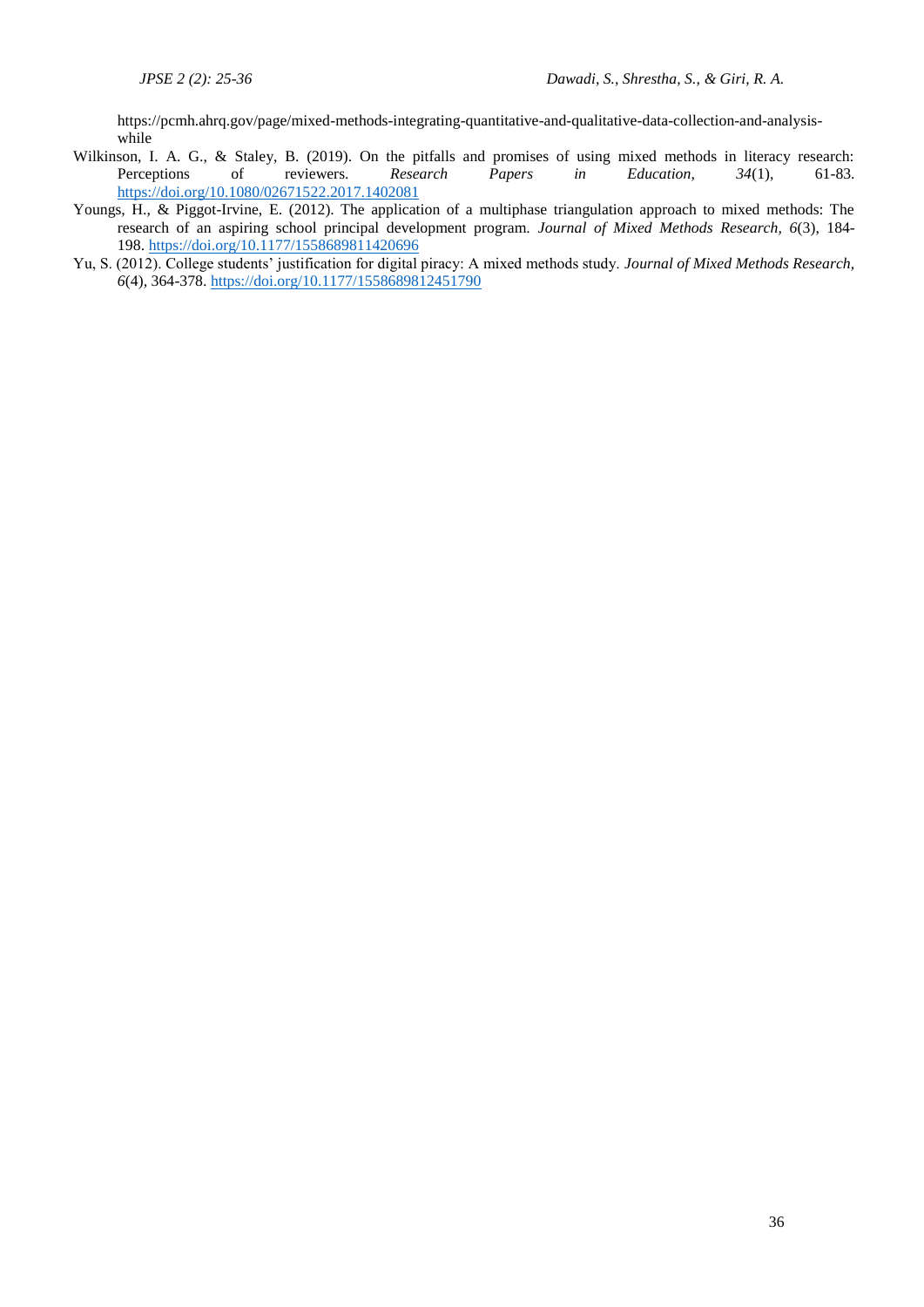https://pcmh.ahrq.gov/page/mixed-methods-integrating-quantitative-and-qualitative-data-collection-and-analysis-while

Wilkinson, I. A. G., & Staley, B. (2019). On the pitfalls and promises of using mixed methods in literacy research: Perceptions of reviewers. *Research Papers in Education, 34*(1), 61-83. https://doi.org/10.1080/02671522.2017.1402081

Youngs, H., & Piggot-Irvine, E. (2012). The application of a multiphase triangulation approach to mixed methods: The research of an aspiring school principal development program. *Journal of Mixed Methods Research, 6*(3), 184-198. https://doi.org/10.1177/1558689811420696

Yu, S. (2012). College students' justification for digital piracy: A mixed methods study. *Journal of Mixed Methods Research, 6*(4), 364-378. https://doi.org/10.1177/1558689812451790